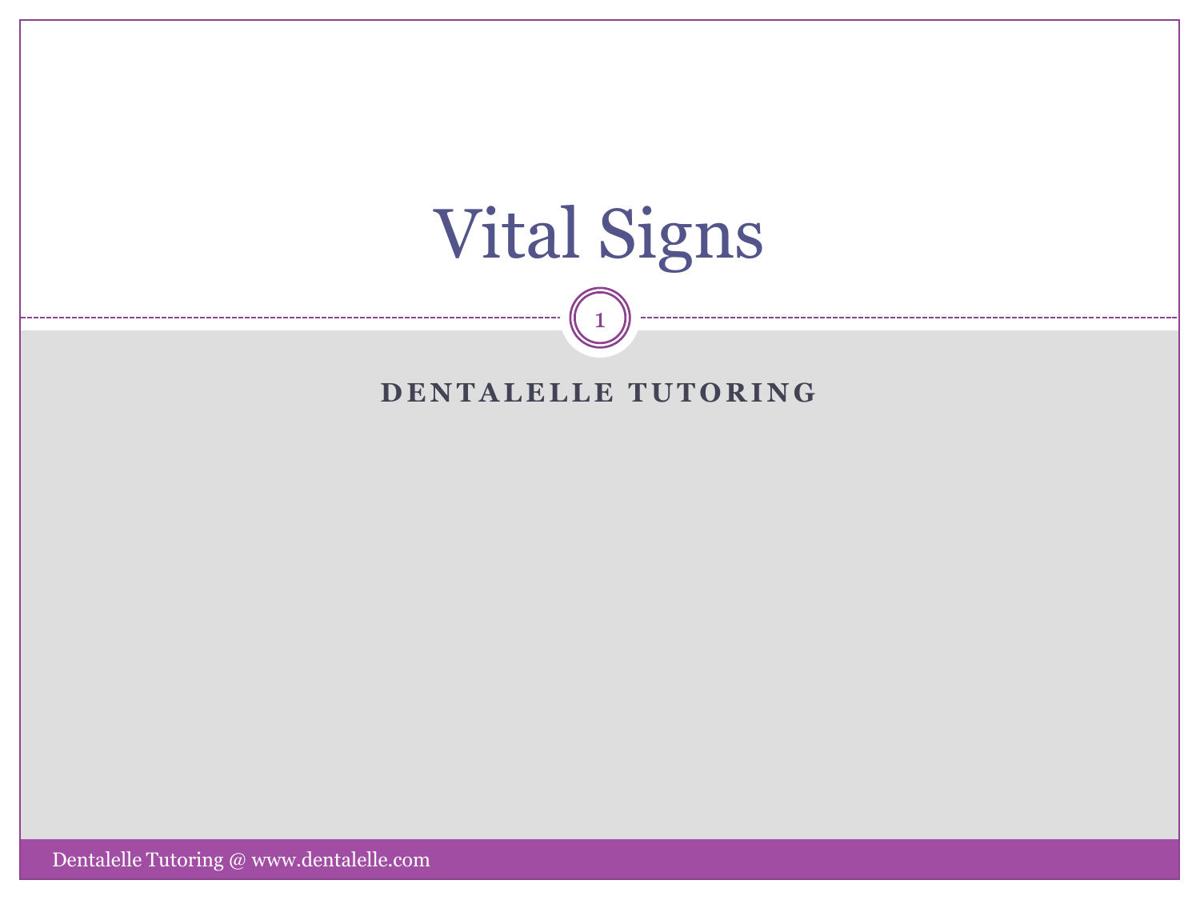# Vital Signs

## DENTALELLE TUTORING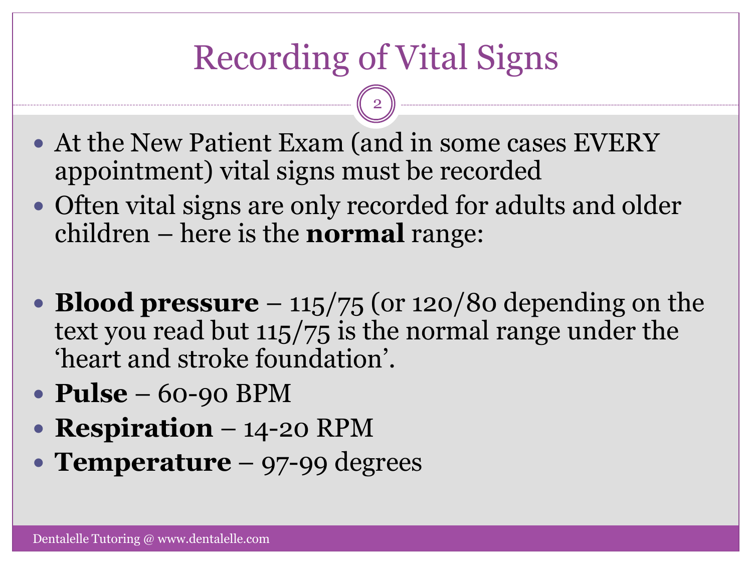# Recording of Vital Signs

- At the New Patient Exam (and in some cases EVERY appointment) vital signs must be recorded
- Often vital signs are only recorded for adults and older children – here is the **normal** range:

- **Blood pressure** – 115/75 (or 120/80 depending on the text you read but 115/75 is the normal range under the 'heart and stroke foundation'.
- **Pulse** – 60-90 BPM
- **Respiration** – 14-20 RPM
- **Temperature** – 97-99 degrees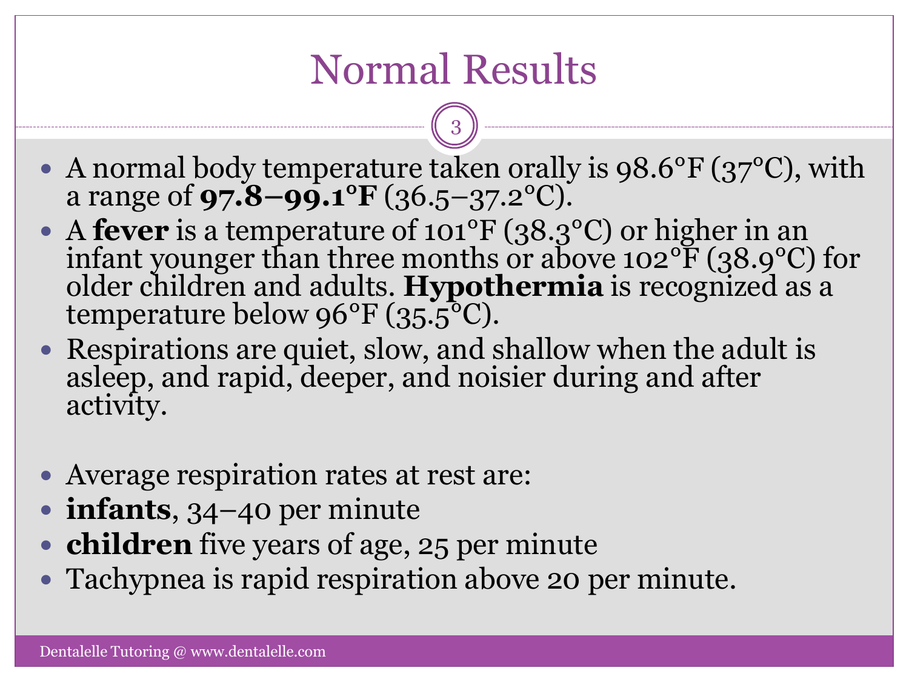# Normal Results

- A normal body temperature taken orally is 98.6°F (37°C), with a range of **97.8–99.1°F** (36.5–37.2°C).
- A **fever** is a temperature of 101°F (38.3°C) or higher in an infant younger than three months or above 102°F (38.9°C) for older children and adults. **Hypothermia** is recognized as a temperature below 96°F (35.5°C).
- Respirations are quiet, slow, and shallow when the adult is asleep, and rapid, deeper, and noisier during and after activity.

- Average respiration rates at rest are:
- **infants**, 34–40 per minute
- **children** five years of age, 25 per minute
- Tachypnea is rapid respiration above 20 per minute.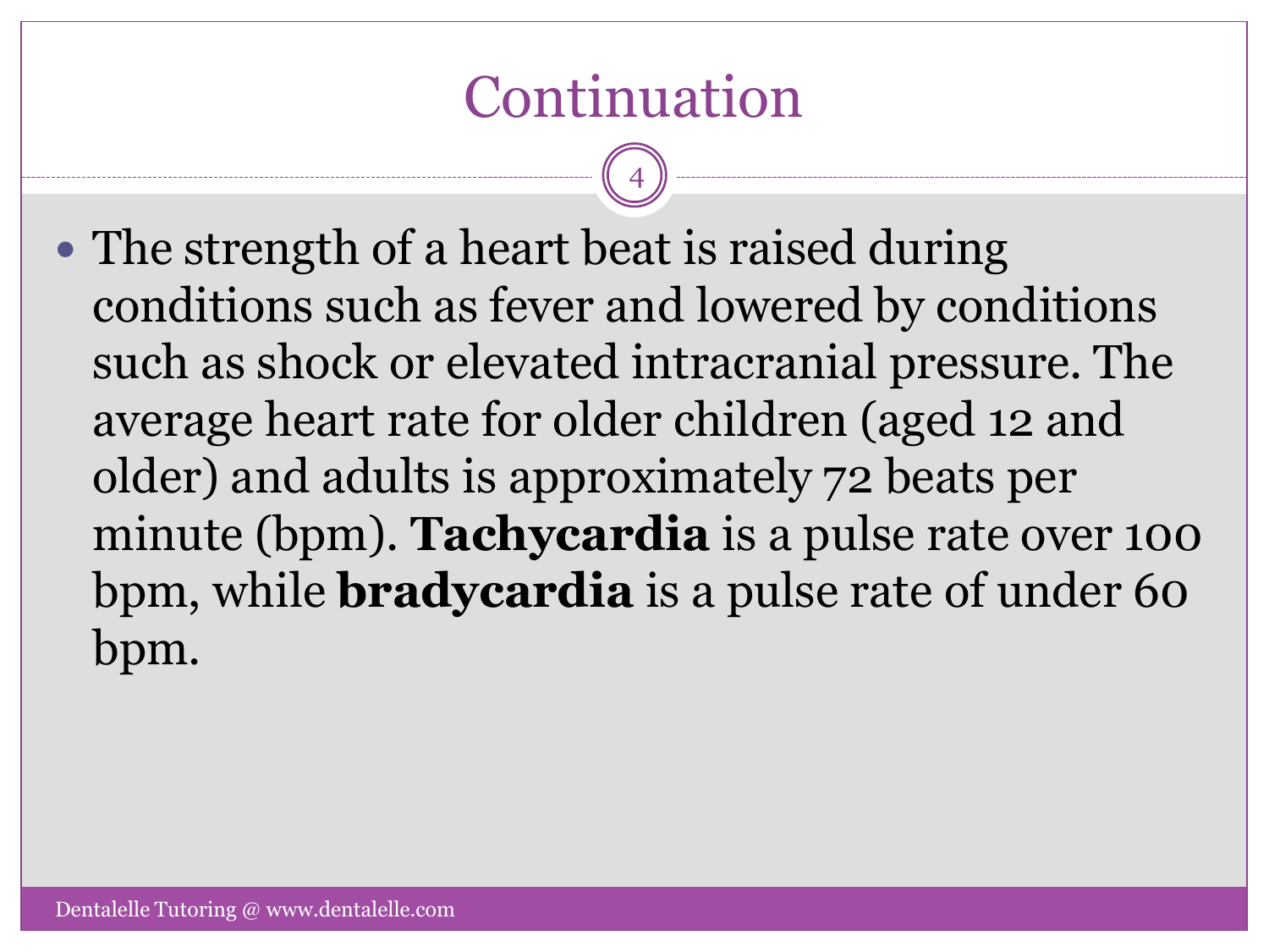# Continuation

- The strength of a heart beat is raised during conditions such as fever and lowered by conditions such as shock or elevated intracranial pressure. The average heart rate for older children (aged 12 and older) and adults is approximately 72 beats per minute (bpm). **Tachycardia** is a pulse rate over 100 bpm, while **bradycardia** is a pulse rate of under 60 bpm.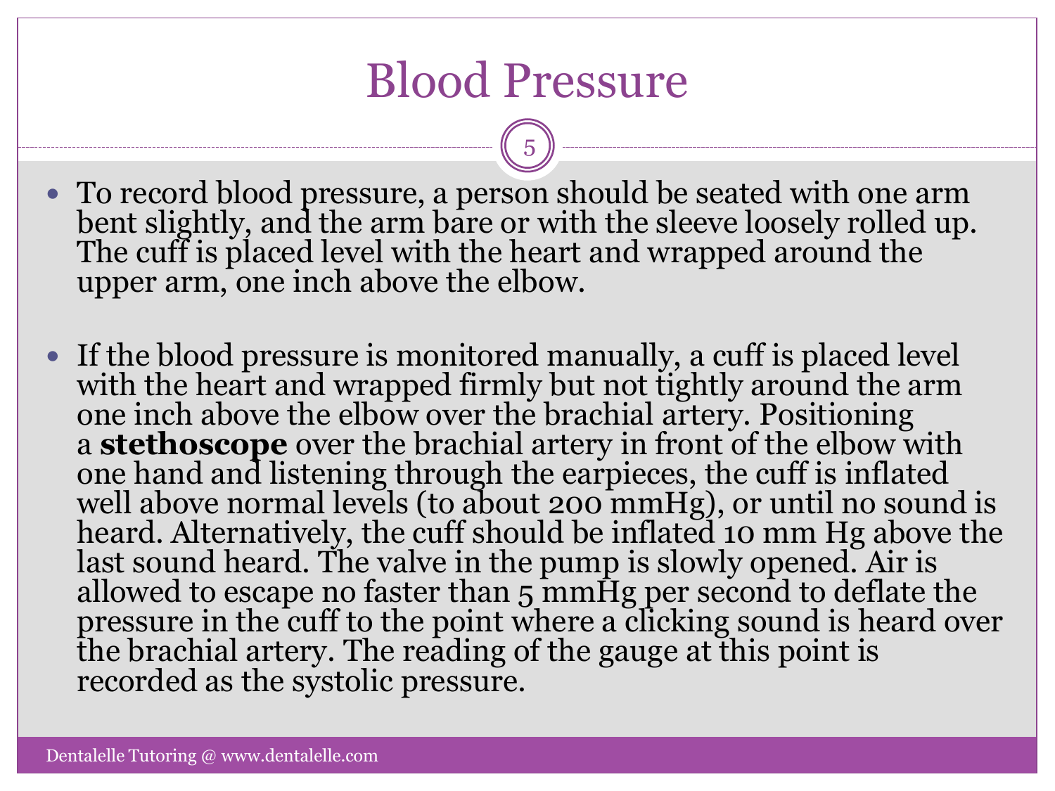# Blood Pressure

- To record blood pressure, a person should be seated with one arm bent slightly, and the arm bare or with the sleeve loosely rolled up. The cuff is placed level with the heart and wrapped around the upper arm, one inch above the elbow.

- If the blood pressure is monitored manually, a cuff is placed level with the heart and wrapped firmly but not tightly around the arm one inch above the elbow over the brachial artery. Positioning a **stethoscope** over the brachial artery in front of the elbow with one hand and listening through the earpieces, the cuff is inflated well above normal levels (to about 200 mmHg), or until no sound is heard. Alternatively, the cuff should be inflated 10 mm Hg above the last sound heard. The valve in the pump is slowly opened. Air is allowed to escape no faster than 5 mmHg per second to deflate the pressure in the cuff to the point where a clicking sound is heard over the brachial artery. The reading of the gauge at this point is recorded as the systolic pressure.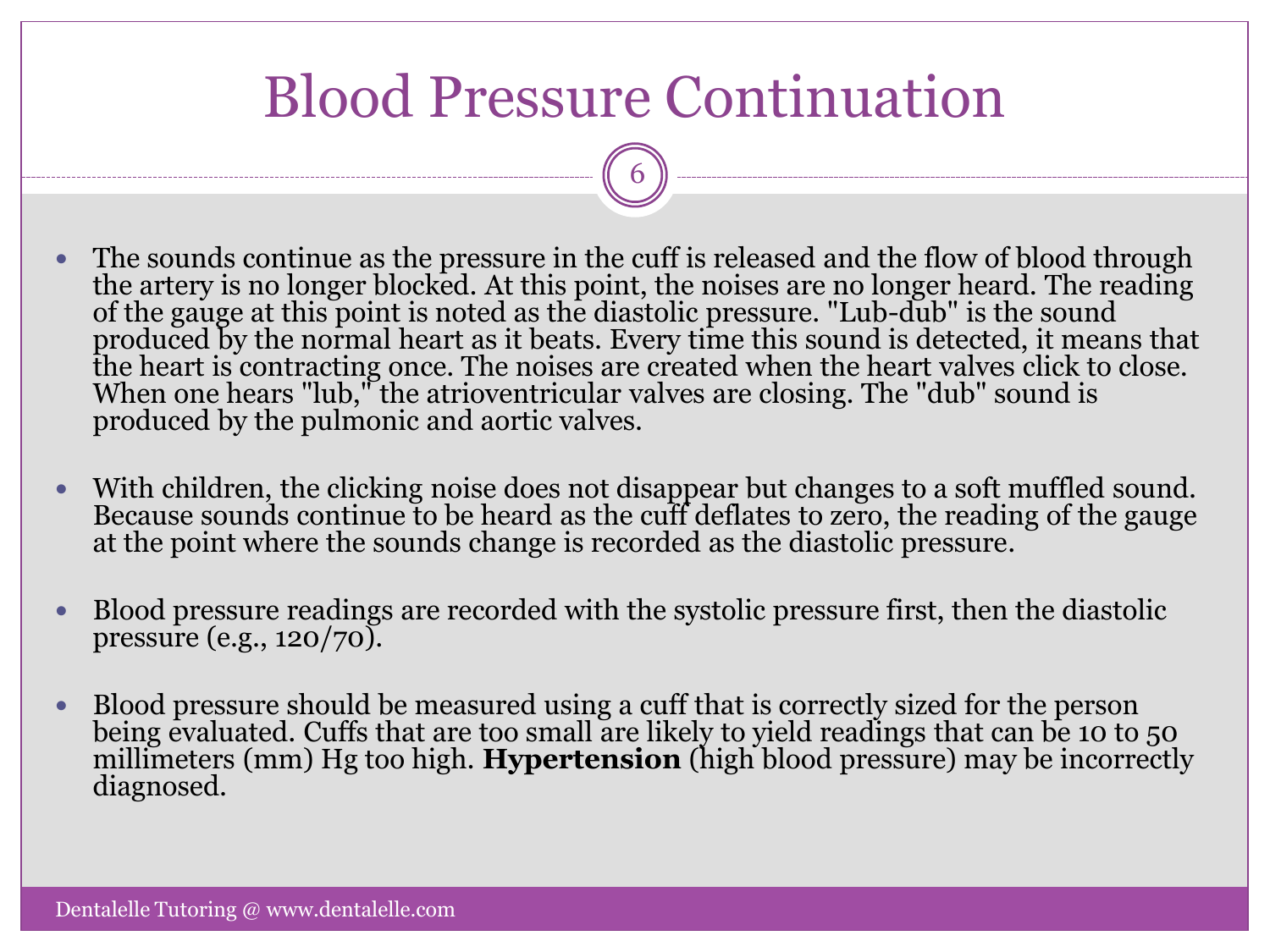# Blood Pressure Continuation

- The sounds continue as the pressure in the cuff is released and the flow of blood through the artery is no longer blocked. At this point, the noises are no longer heard. The reading of the gauge at this point is noted as the diastolic pressure. "Lub-dub" is the sound produced by the normal heart as it beats. Every time this sound is detected, it means that the heart is contracting once. The noises are created when the heart valves click to close. When one hears "lub," the atrioventricular valves are closing. The "dub" sound is produced by the pulmonic and aortic valves.

- With children, the clicking noise does not disappear but changes to a soft muffled sound. Because sounds continue to be heard as the cuff deflates to zero, the reading of the gauge at the point where the sounds change is recorded as the diastolic pressure.

- Blood pressure readings are recorded with the systolic pressure first, then the diastolic pressure (e.g., 120/70).

- Blood pressure should be measured using a cuff that is correctly sized for the person being evaluated. Cuffs that are too small are likely to yield readings that can be 10 to 50 millimeters (mm) Hg too high. **Hypertension** (high blood pressure) may be incorrectly diagnosed.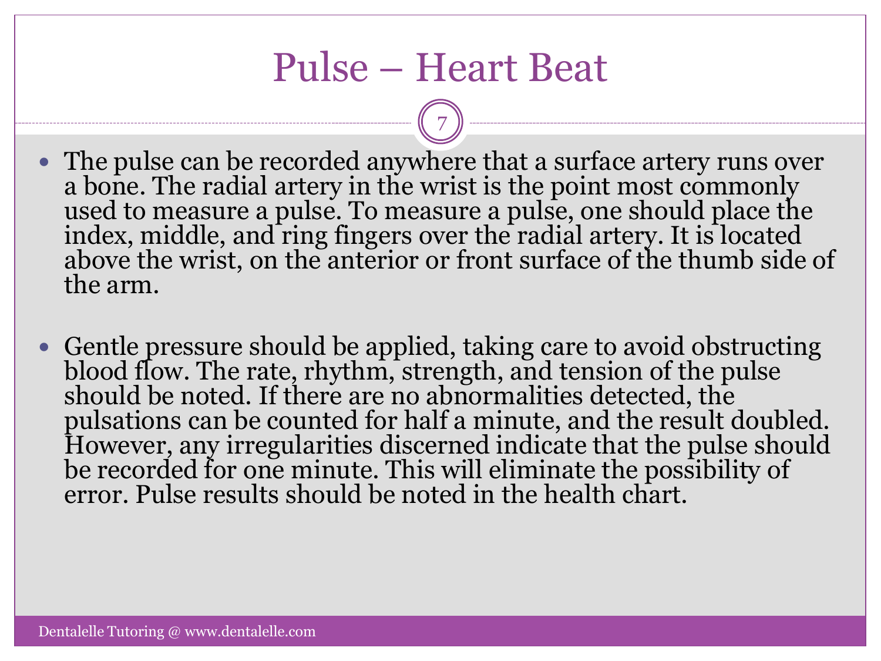# Pulse – Heart Beat

- The pulse can be recorded anywhere that a surface artery runs over a bone. The radial artery in the wrist is the point most commonly used to measure a pulse. To measure a pulse, one should place the index, middle, and ring fingers over the radial artery. It is located above the wrist, on the anterior or front surface of the thumb side of the arm.

- Gentle pressure should be applied, taking care to avoid obstructing blood flow. The rate, rhythm, strength, and tension of the pulse should be noted. If there are no abnormalities detected, the pulsations can be counted for half a minute, and the result doubled. However, any irregularities discerned indicate that the pulse should be recorded for one minute. This will eliminate the possibility of error. Pulse results should be noted in the health chart.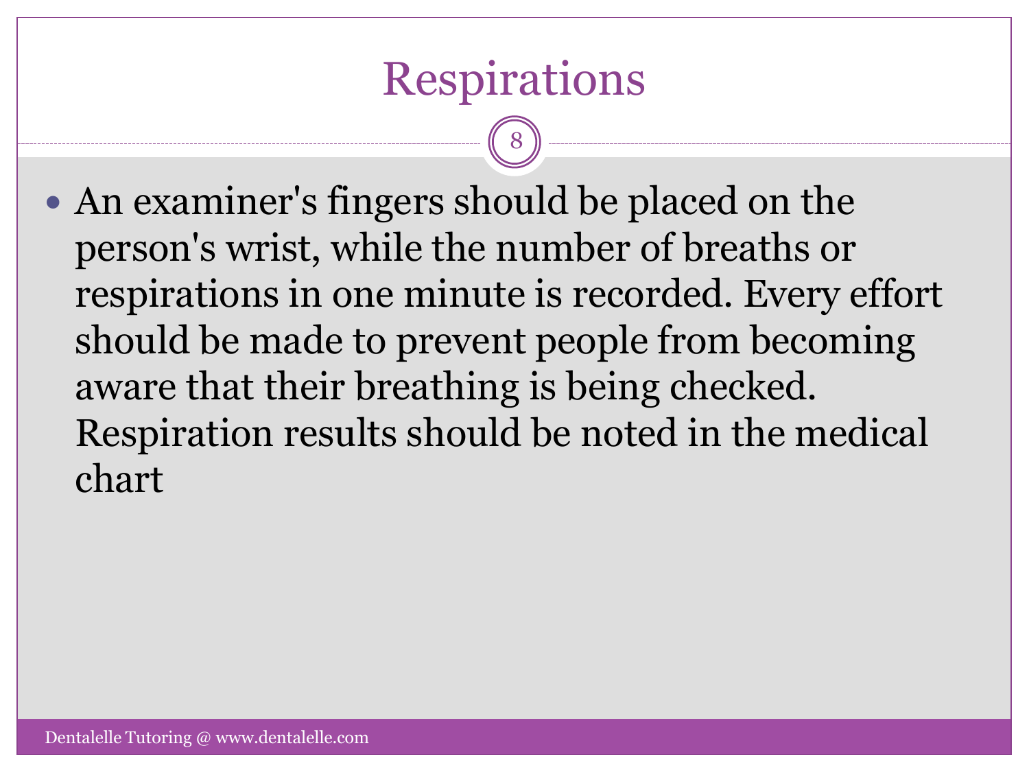# Respirations

- An examiner's fingers should be placed on the person's wrist, while the number of breaths or respirations in one minute is recorded. Every effort should be made to prevent people from becoming aware that their breathing is being checked. Respiration results should be noted in the medical chart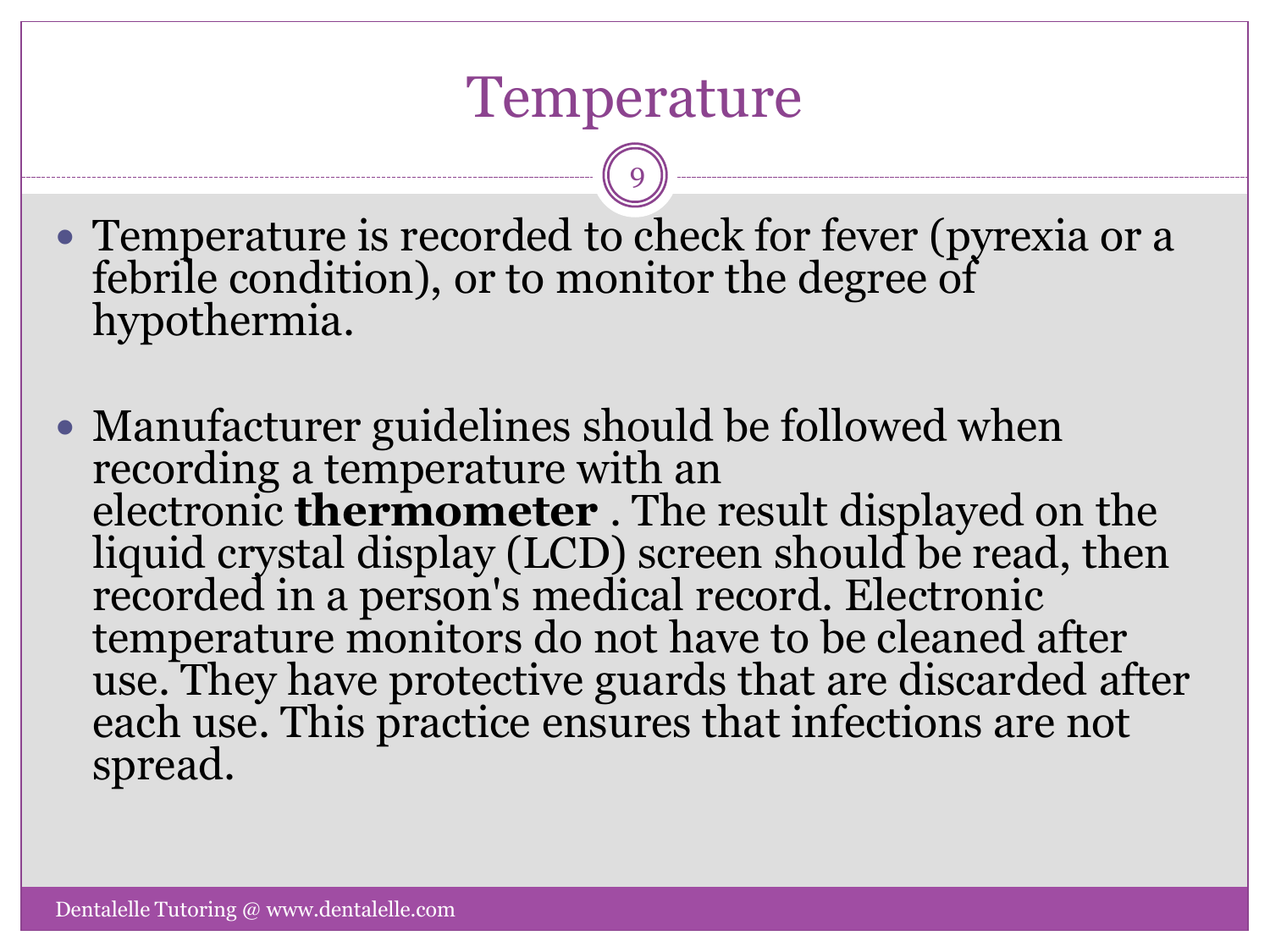# Temperature

- Temperature is recorded to check for fever (pyrexia or a febrile condition), or to monitor the degree of hypothermia.

- Manufacturer guidelines should be followed when recording a temperature with an electronic **thermometer** . The result displayed on the liquid crystal display (LCD) screen should be read, then recorded in a person's medical record. Electronic temperature monitors do not have to be cleaned after use. They have protective guards that are discarded after each use. This practice ensures that infections are not spread.